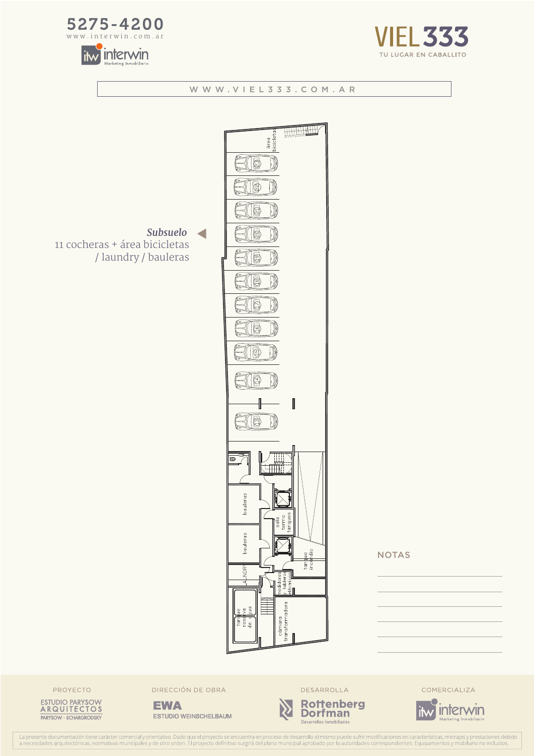5275-4200
www.interwin.com.ar

interwin
Marketing Inmobiliario

# VIEL 333

TU LUGAR EN CABALLITO

WWW.VIEL333.COM.AR

***Subsuelo***
11 cocheras + área bicicletas / laundry / bauleras

área bicicletas

23 22 21 20 19 18 17 16 15 14 13

bauleras
bauleras
sala termo tanques
tanque incendio
LAUNDRY
medidores y tableros eléctricos
tanque reserva de agua
cámara transformadora

NOTAS

PROYECTO
ESTUDIO PARYSOW ARQUITECTOS
PARYSOW - SCHARGRODSKY

DIRECCIÓN DE OBRA
EWA
ESTUDIO WEINSCHELBAUM

DESARROLLA
Rottenberg Dorfman
Desarrollos Inmobiliarios

COMERCIALIZA
interwin
Marketing Inmobiliario

La presente documentación tiene carácter comercial y orientativo. Dado que el proyecto se encuentra en proceso de desarrollo el mismo puede sufrir modificaciones en características, metrajes y prestaciones debido a necesidades arquitectónicas, normativas municipales y de otro orden. El proyecto definitivo surgirá del plano municipal aprobado por la autoridades correspondientes. Equipamientos y mobiliario no incluidos.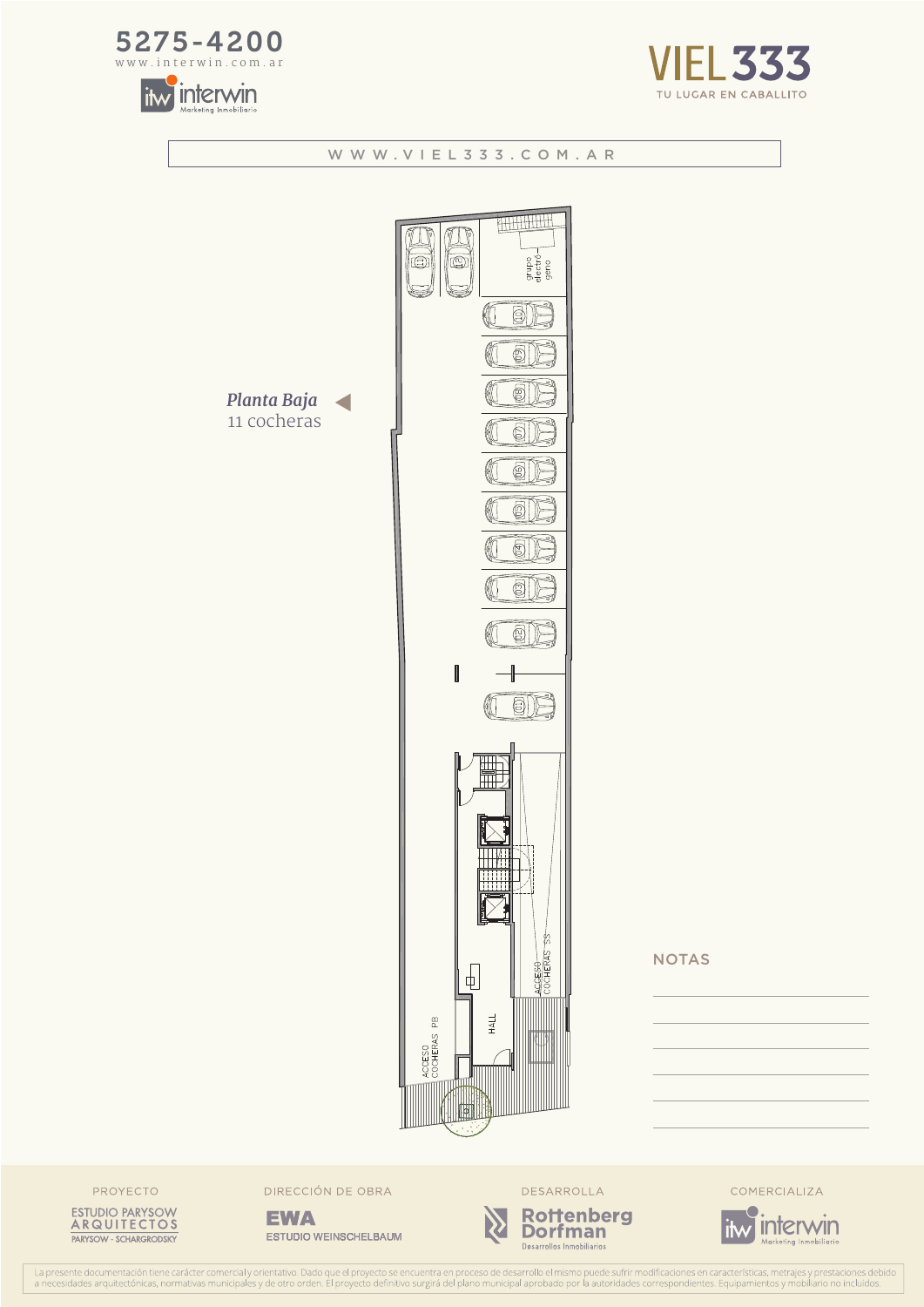5275-4200
www.interwin.com.ar

interwin
Marketing Inmobiliario

# VIEL 333
TU LUGAR EN CABALLITO

WWW.VIEL333.COM.AR

*Planta Baja*
11 cocheras

grupo electrógeno

ACCESO COCHERAS SS

HALL

ACCESO COCHERAS PB

NOTAS

PROYECTO
ESTUDIO PARYSOW ARQUITECTOS
PARYSOW - SCHARGRODSKY

DIRECCIÓN DE OBRA
EWA
ESTUDIO WEINSCHELBAUM

DESARROLLA
Rottenberg Dorfman
Desarrollos Inmobiliarios

COMERCIALIZA
interwin
Marketing Inmobiliario

La presente documentación tiene carácter comercial y orientativo. Dado que el proyecto se encuentra en proceso de desarrollo el mismo puede sufrir modificaciones en características, metrajes y prestaciones debido a necesidades arquitectónicas, normativas municipales y de otro orden. El proyecto definitivo surgirá del plano municipal aprobado por la autoridades correspondientes. Equipamientos y mobiliario no incluidos.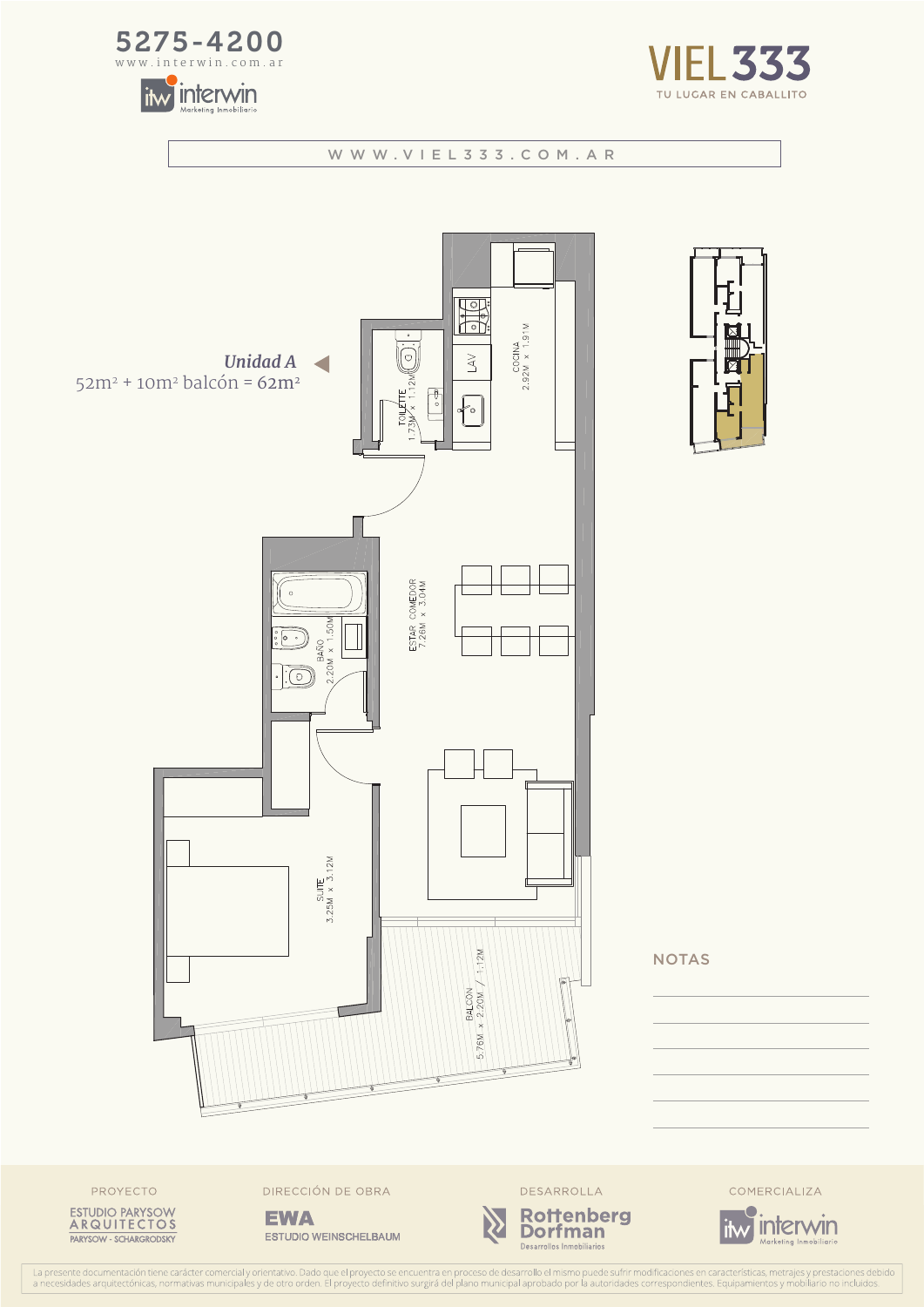5275-4200

www.interwin.com.ar

interwin Marketing Inmobiliario

# VIEL 333

TU LUGAR EN CABALLITO

WWW.VIEL333.COM.AR

*Unidad A*

52m² + 10m² balcón = 62m²

COCINA 2.92M x 1.91M

LAV

TOILETTE 1.73M x 1.12M

ESTAR COMEDOR 7.26M x 3.04M

BAÑO 2.20M x 1.50M

SUITE 3.25M x 3.12M

BALCON 5.76M x 2.20M / 1.12M

NOTAS

PROYECTO: ESTUDIO PARYSOW ARQUITECTOS PARYSOW - SCHARGRODSKY

DIRECCIÓN DE OBRA: EWA ESTUDIO WEINSCHELBAUM

DESARROLLA: Rottenberg Dorfman Desarrollos Inmobiliarios

COMERCIALIZA: interwin Marketing Inmobiliario

La presente documentación tiene carácter comercial y orientativo. Dado que el proyecto se encuentra en proceso de desarrollo el mismo puede sufrir modificaciones en características, metrajes y prestaciones debido a necesidades arquitectónicas, normativas municipales y de otro orden. El proyecto definitivo surgirá del plano municipal aprobado por la autoridades correspondientes. Equipamientos y mobiliario no incluidos.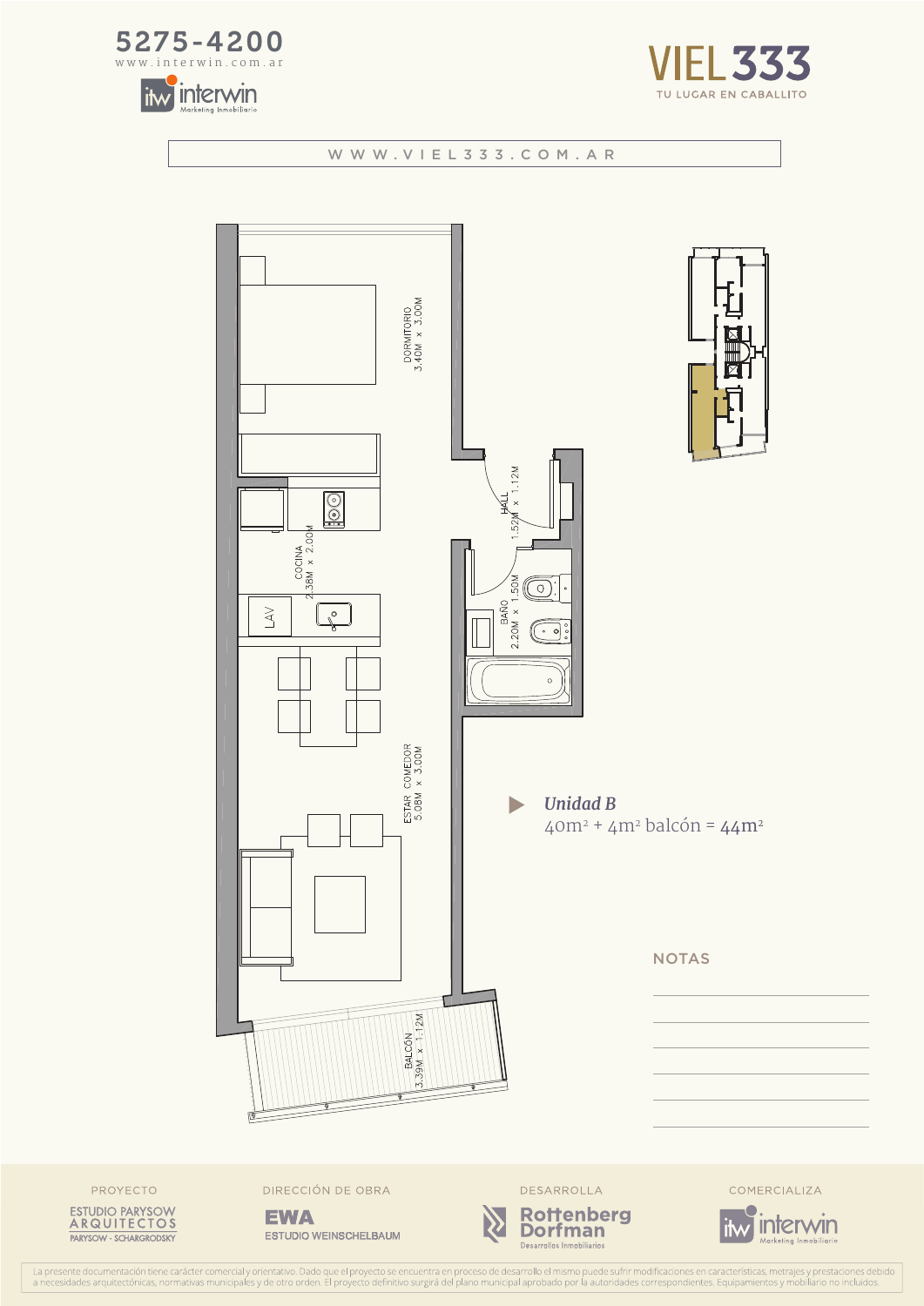5275-4200

www.interwin.com.ar

interwin Marketing Inmobiliario

# VIEL 333

TU LUGAR EN CABALLITO

WWW.VIEL333.COM.AR

DORMITORIO 3.40M x 3.00M

HALL 1.52M x 1.12M

COCINA 2.38M x 2.00M

LAV

BAÑO 2.20M x 1.50M

ESTAR COMEDOR 5.08M x 3.00M

BALCÓN 3.39M x 1.12M

***Unidad B***

40m² + 4m² balcón = 44m²

NOTAS

PROYECTO: ESTUDIO PARYSOW ARQUITECTOS – PARYSOW - SCHARGRODSKY

DIRECCIÓN DE OBRA: EWA ESTUDIO WEINSCHELBAUM

DESARROLLA: Rottenberg Dorfman Desarrollos Inmobiliarios

COMERCIALIZA: interwin Marketing Inmobiliario

La presente documentación tiene carácter comercial y orientativo. Dado que el proyecto se encuentra en proceso de desarrollo el mismo puede sufrir modificaciones en características, metrajes y prestaciones debido a necesidades arquitectónicas, normativas municipales y de otro orden. El proyecto definitivo surgirá del plano municipal aprobado por la autoridades correspondientes. Equipamientos y mobiliario no incluidos.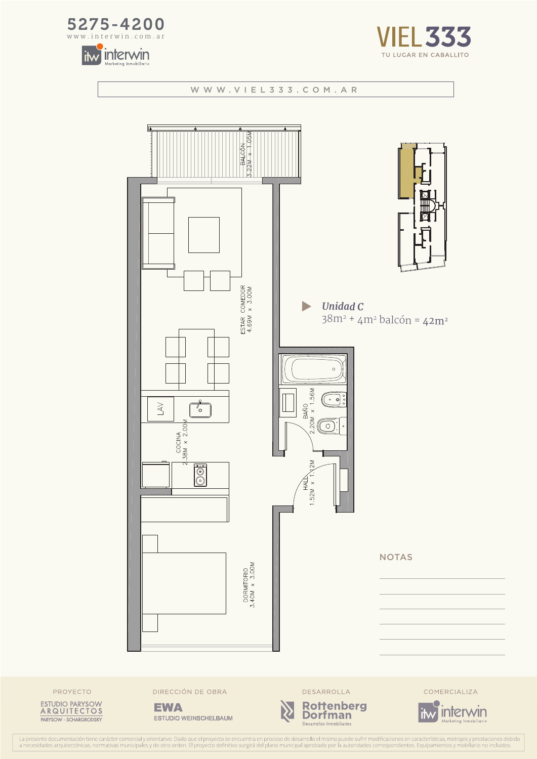5275-4200
www.interwin.com.ar

interwin
Marketing Inmobiliario

VIEL 333
TU LUGAR EN CABALLITO

WWW.VIEL333.COM.AR

BALCÓN
3.22M x 1.05M

ESTAR COMEDOR
4.69M x 3.00M

LAV

COCINA
2.38M x 2.00M

BAÑO
2.20M x 1.56M

HALL
1.52M x 1.12M

DORMITORIO
3.40M x 3.00M

***Unidad C***

38m² + 4m² balcón = 42m²

NOTAS

PROYECTO
ESTUDIO PARYSOW ARQUITECTOS
PARYSOW - SCHARGRODSKY

DIRECCIÓN DE OBRA
EWA
ESTUDIO WEINSCHELBAUM

DESARROLLA
Rottenberg Dorfman
Desarrollos Inmobiliarios

COMERCIALIZA
interwin
Marketing Inmobiliario

La presente documentación tiene carácter comercial y orientativo. Dado que el proyecto se encuentra en proceso de desarrollo el mismo puede sufrir modificaciones en características, metrajes y prestaciones debido a necesidades arquitectónicas, normativas municipales y de otro orden. El proyecto definitivo surgirá del plano municipal aprobado por la autoridades correspondientes. Equipamientos y mobiliario no incluidos.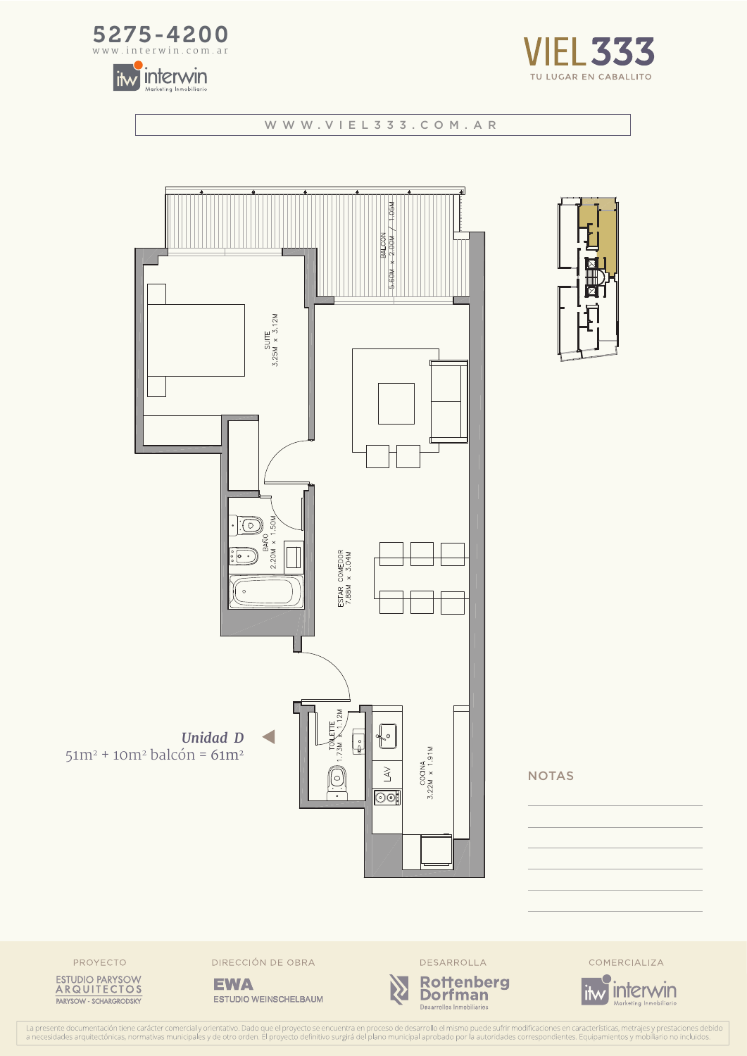5275-4200
www.interwin.com.ar

interwin
Marketing Inmobiliario

# VIEL 333

TU LUGAR EN CABALLITO

WWW.VIEL333.COM.AR

BALCON
5.60M x 2.00M / 1.05M

SUITE
3.25M x 3.12M

BAÑO
2.20M x 1.50M

ESTAR COMEDOR
7.88M x 3.04M

TOILETTE
1.73M x 1.12M

LAV

COCINA
3.22M x 1.91M

***Unidad D***

51m² + 10m² balcón = 61m²

NOTAS

PROYECTO
ESTUDIO PARYSOW ARQUITECTOS
PARYSOW - SCHARGRODSKY

DIRECCIÓN DE OBRA
EWA
ESTUDIO WEINSCHELBAUM

DESARROLLA
Rottenberg Dorfman
Desarrollos Inmobiliarios

COMERCIALIZA
interwin
Marketing Inmobiliario

La presente documentación tiene carácter comercial y orientativo. Dado que el proyecto se encuentra en proceso de desarrollo el mismo puede sufrir modificaciones en características, metrajes y prestaciones debido a necesidades arquitectónicas, normativas municipales y de otro orden. El proyecto definitivo surgirá del plano municipal aprobado por la autoridades correspondientes. Equipamientos y mobiliario no incluidos.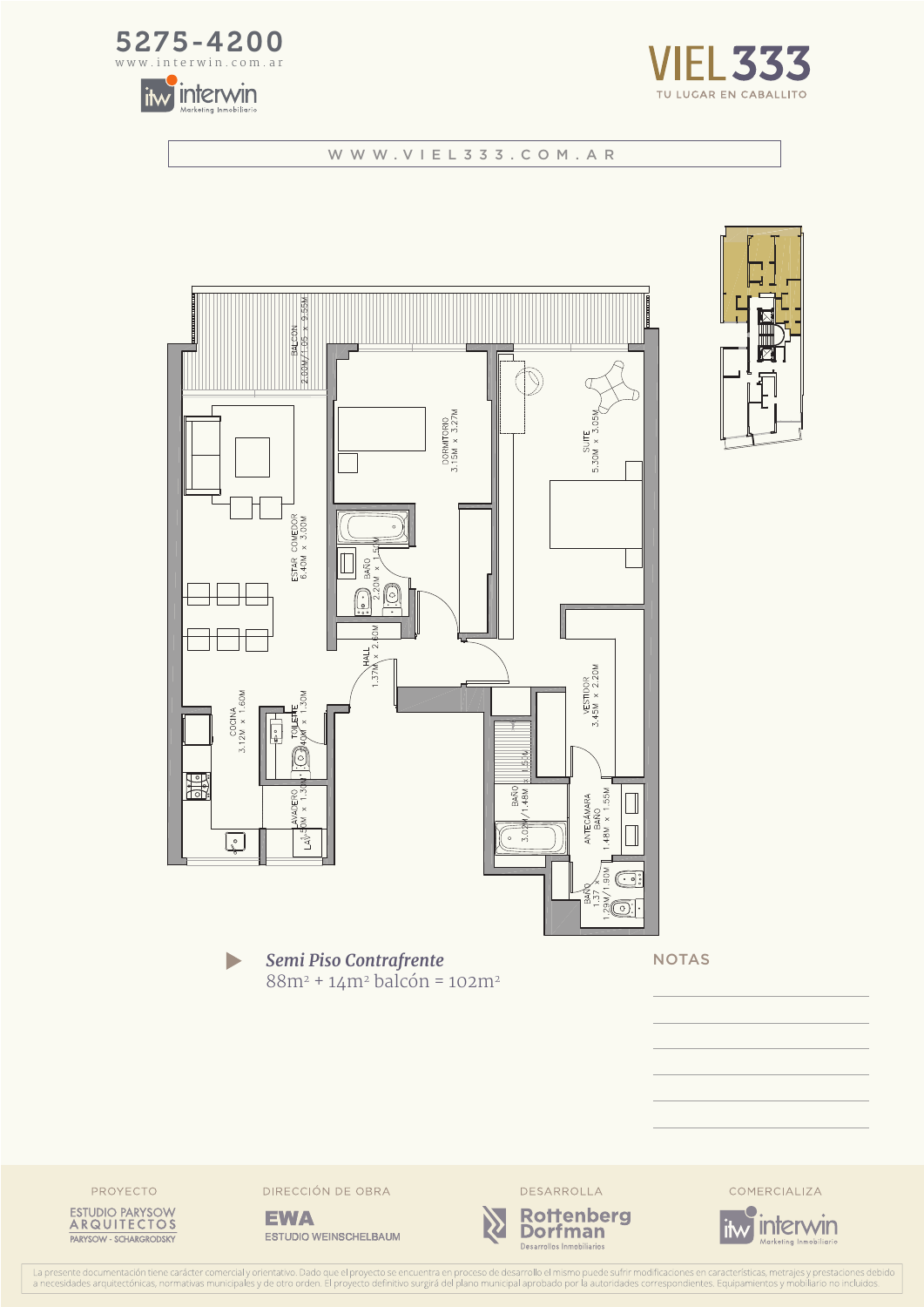5275-4200
www.interwin.com.ar

interwin
Marketing Inmobiliario

# VIEL 333

TU LUGAR EN CABALLITO

WWW.VIEL333.COM.AR

BALCON 2.60M/1.05 x 9.55M

DORMITORIO 3.15M x 3.27M

SUITE 5.30M x 3.05M

ESTAR COMEDOR 6.40M x 3.00M

BAÑO 2.20M x 1.50M

HALL 1.37M x 2.60M

COCINA 3.12M x 1.60M

TOILETTE 1.40M x 1.30M

LAVADERO 1.50M x 1.30M

VESTIDOR 3.45M x 2.20M

BAÑO 3.02M/1.48M x 1.57M

ANTECAMARA BAÑO 1.48M x 1.55M

BAÑO 1.37 x 1.29M/1.90M

***Semi Piso Contrafrente***

88m² + 14m² balcón = 102m²

NOTAS

PROYECTO
ESTUDIO PARYSOW ARQUITECTOS
PARYSOW - SCHARGRODSKY

DIRECCIÓN DE OBRA
EWA
ESTUDIO WEINSCHELBAUM

DESARROLLA
Rottenberg Dorfman
Desarrollos Inmobiliarios

COMERCIALIZA
interwin
Marketing Inmobiliario

La presente documentación tiene carácter comercial y orientativo. Dado que el proyecto se encuentra en proceso de desarrollo el mismo puede sufrir modificaciones en características, metrajes y prestaciones debido a necesidades arquitectónicas, normativas municipales y de otro orden. El proyecto definitivo surgirá del plano municipal aprobado por la autoridades correspondientes. Equipamientos y mobiliario no incluidos.